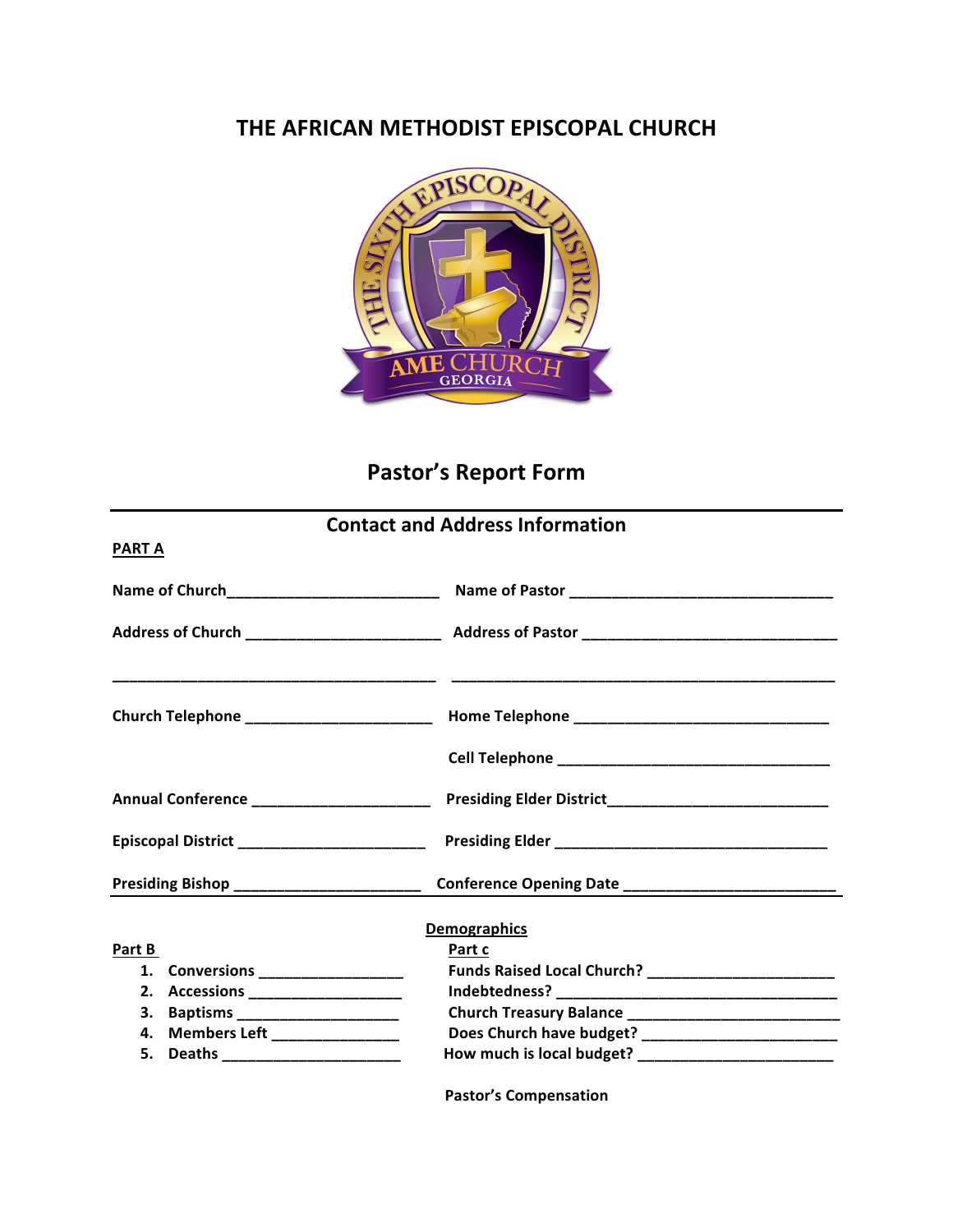# THE AFRICAN METHODIST EPISCOPAL CHURCH

## Pastor's Report Form

### Contact and Address Information

**PART A**

**Name of Church**_________________________ **Name of Pastor** _______________________________

**Address of Church** ______________________ **Address of Pastor** _____________________________

_____________________________________ ____________________________________________

**Church Telephone** _____________________ **Home Telephone** _____________________________

**Cell Telephone** _______________________________

**Annual Conference** ____________________ **Presiding Elder District**__________________________

**Episcopal District** _____________________ **Presiding Elder** ________________________________

**Presiding Bishop** _____________________ **Conference Opening Date** ________________________

### Demographics

**Part B**

1. **Conversions** ________________
2. **Accessions** _________________
3. **Baptisms** ___________________
4. **Members Left** _______________
5. **Deaths** _____________________

**Part c**

**Funds Raised Local Church?** ______________________

**Indebtedness?** ________________________________

**Church Treasury Balance** _______________________

**Does Church have budget?** ______________________

**How much is local budget?** ______________________

**Pastor's Compensation**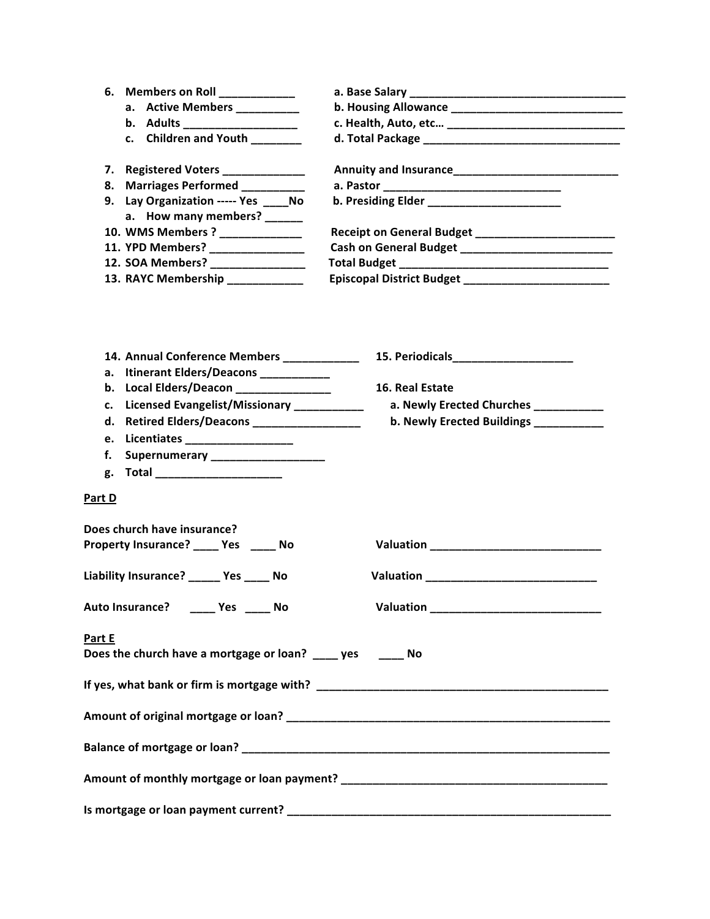6. **Members on Roll ____________**
   a. **Active Members __________**
   b. **Adults __________________**
   c. **Children and Youth ________**

**a. Base Salary ___________________________________**
**b. Housing Allowance ____________________________**
**c. Health, Auto, etc… _____________________________**
**d. Total Package _______________________________**

7. **Registered Voters _____________**
8. **Marriages Performed __________**
9. **Lay Organization ----- Yes ____No**
   a. **How many members? ______**
10. **WMS Members ? _____________**
11. **YPD Members? _______________**
12. **SOA Members? _______________**
13. **RAYC Membership ____________**

**Annuity and Insurance__________________________**
**a. Pastor _____________________________**
**b. Presiding Elder ______________________**

**Receipt on General Budget ______________________**
**Cash on General Budget ________________________**
**Total Budget _________________________________**
**Episcopal District Budget _______________________**

14. **Annual Conference Members ____________**
    a. **Itinerant Elders/Deacons ___________**
    b. **Local Elders/Deacon _______________**
    c. **Licensed Evangelist/Missionary ___________**
    d. **Retired Elders/Deacons _________________**
    e. **Licentiates _________________**
    f. **Supernumerary __________________**
    g. **Total ____________________**

15. **Periodicals___________________**

16. **Real Estate**
    a. **Newly Erected Churches ___________**
    b. **Newly Erected Buildings ___________**

## Part D

**Does church have insurance?**

**Property Insurance? ____ Yes ____ No** **Valuation ___________________________**

**Liability Insurance? _____ Yes ____ No** **Valuation ___________________________**

**Auto Insurance? ____ Yes ____ No** **Valuation ___________________________**

## Part E

**Does the church have a mortgage or loan? ____ yes ____ No**

**If yes, what bank or firm is mortgage with? _______________________________________________**

**Amount of original mortgage or loan? ____________________________________________________**

**Balance of mortgage or loan? __________________________________________________________**

**Amount of monthly mortgage or loan payment? ___________________________________________**

**Is mortgage or loan payment current? ___________________________________________________**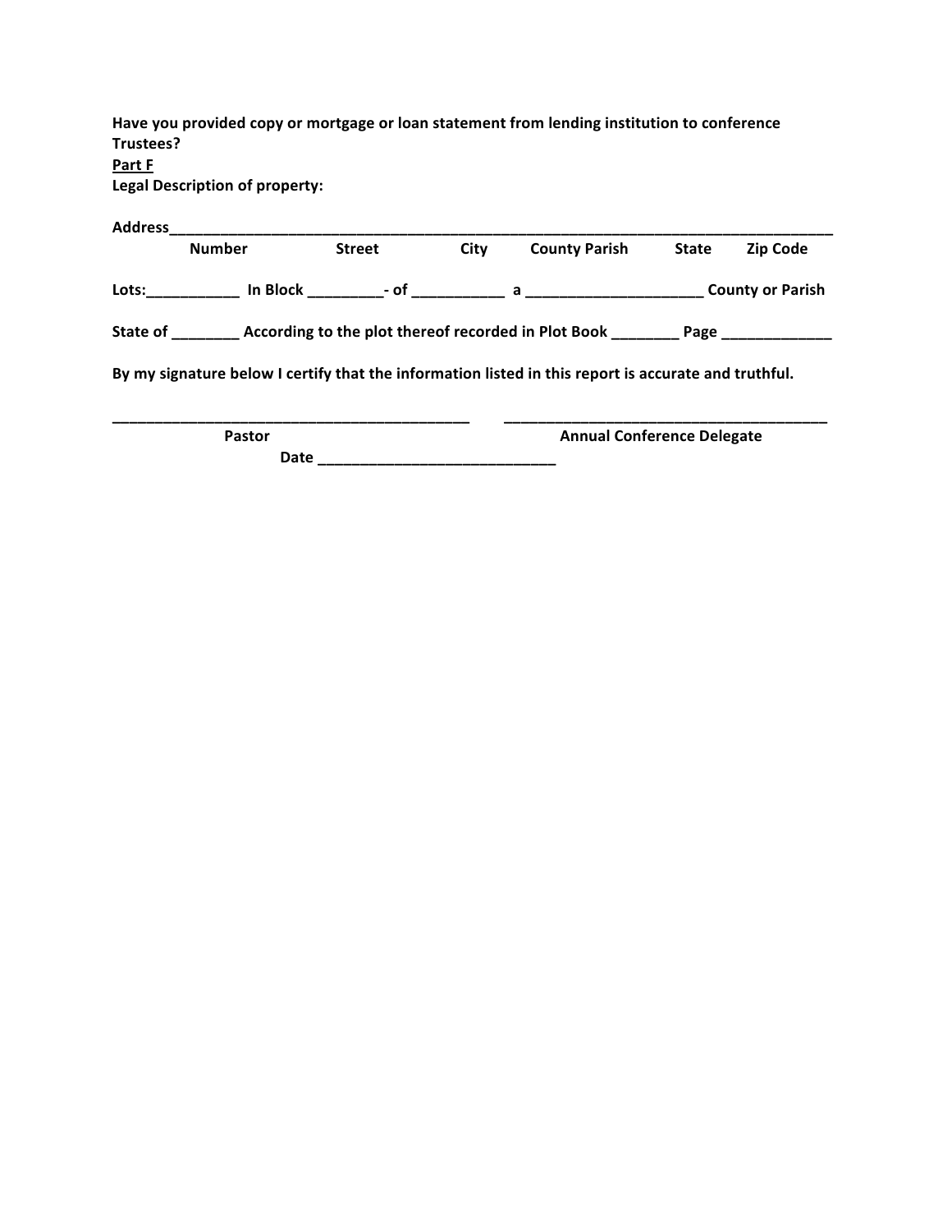**Have you provided copy or mortgage or loan statement from lending institution to conference Trustees?**

**<u>Part F</u>**

**Legal Description of property:**

**Address**\_\_\_\_\_\_\_\_\_\_\_\_\_\_\_\_\_\_\_\_\_\_\_\_\_\_\_\_\_\_\_\_\_\_\_\_\_\_\_\_\_\_\_\_\_\_\_\_\_\_\_\_\_\_\_\_\_\_\_\_\_\_\_\_\_\_\_\_\_\_\_\_\_\_\_\_\_\_\_\_

**Number Street City County Parish State Zip Code**

**Lots:**\_\_\_\_\_\_\_\_\_\_\_ **In Block** \_\_\_\_\_\_\_\_\_**- of** \_\_\_\_\_\_\_\_\_\_\_ **a** \_\_\_\_\_\_\_\_\_\_\_\_\_\_\_\_\_\_\_\_\_ **County or Parish**

**State of** \_\_\_\_\_\_\_\_ **According to the plot thereof recorded in Plot Book** \_\_\_\_\_\_\_\_ **Page** \_\_\_\_\_\_\_\_\_\_\_\_\_

**By my signature below I certify that the information listed in this report is accurate and truthful.**

\_\_\_\_\_\_\_\_\_\_\_\_\_\_\_\_\_\_\_\_\_\_\_\_\_\_\_\_\_\_\_\_\_\_\_\_\_\_\_\_\_\_ \_\_\_\_\_\_\_\_\_\_\_\_\_\_\_\_\_\_\_\_\_\_\_\_\_\_\_\_\_\_\_\_\_\_\_\_\_\_\_

**Pastor** **Annual Conference Delegate**

**Date** \_\_\_\_\_\_\_\_\_\_\_\_\_\_\_\_\_\_\_\_\_\_\_\_\_\_\_\_